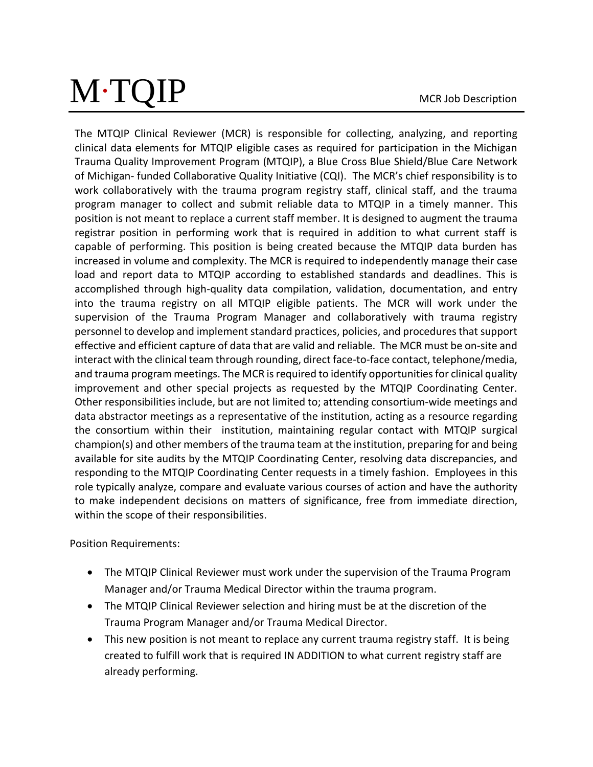# M·TQIP

MCR Job Description

The MTQIP Clinical Reviewer (MCR) is responsible for collecting, analyzing, and reporting clinical data elements for MTQIP eligible cases as required for participation in the Michigan Trauma Quality Improvement Program (MTQIP), a Blue Cross Blue Shield/Blue Care Network of Michigan- funded Collaborative Quality Initiative (CQI). The MCR's chief responsibility is to work collaboratively with the trauma program registry staff, clinical staff, and the trauma program manager to collect and submit reliable data to MTQIP in a timely manner. This position is not meant to replace a current staff member. It is designed to augment the trauma registrar position in performing work that is required in addition to what current staff is capable of performing. This position is being created because the MTQIP data burden has increased in volume and complexity. The MCR is required to independently manage their case load and report data to MTQIP according to established standards and deadlines. This is accomplished through high-quality data compilation, validation, documentation, and entry into the trauma registry on all MTQIP eligible patients. The MCR will work under the supervision of the Trauma Program Manager and collaboratively with trauma registry personnel to develop and implement standard practices, policies, and procedures that support effective and efficient capture of data that are valid and reliable. The MCR must be on-site and interact with the clinical team through rounding, direct face-to-face contact, telephone/media, and trauma program meetings. The MCR is required to identify opportunities for clinical quality improvement and other special projects as requested by the MTQIP Coordinating Center. Other responsibilities include, but are not limited to; attending consortium-wide meetings and data abstractor meetings as a representative of the institution, acting as a resource regarding the consortium within their institution, maintaining regular contact with MTQIP surgical champion(s) and other members of the trauma team at the institution, preparing for and being available for site audits by the MTQIP Coordinating Center, resolving data discrepancies, and responding to the MTQIP Coordinating Center requests in a timely fashion. Employees in this role typically analyze, compare and evaluate various courses of action and have the authority to make independent decisions on matters of significance, free from immediate direction, within the scope of their responsibilities.

Position Requirements:

- The MTQIP Clinical Reviewer must work under the supervision of the Trauma Program Manager and/or Trauma Medical Director within the trauma program.
- The MTQIP Clinical Reviewer selection and hiring must be at the discretion of the Trauma Program Manager and/or Trauma Medical Director.
- This new position is not meant to replace any current trauma registry staff. It is being created to fulfill work that is required IN ADDITION to what current registry staff are already performing.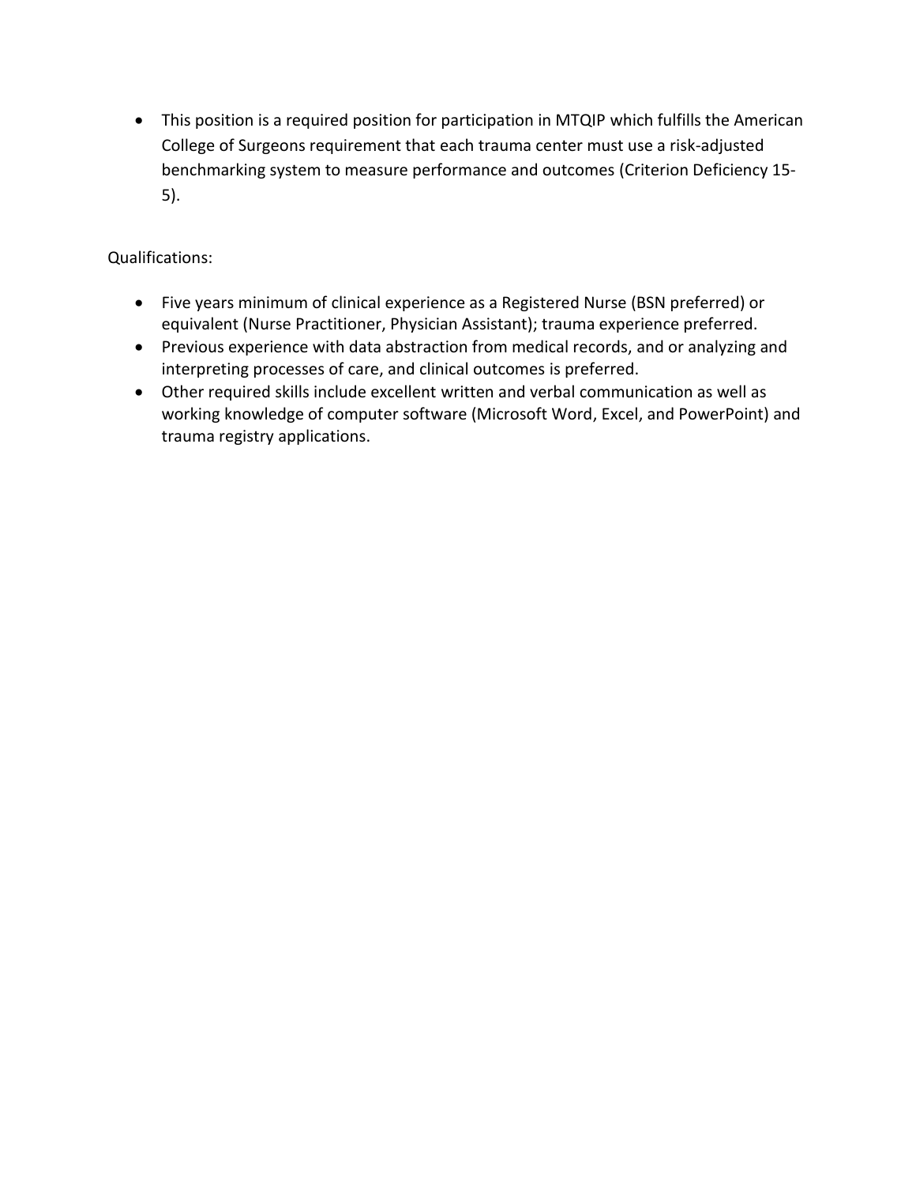- This position is a required position for participation in MTQIP which fulfills the American College of Surgeons requirement that each trauma center must use a risk-adjusted benchmarking system to measure performance and outcomes (Criterion Deficiency 15-5).

Qualifications:

- Five years minimum of clinical experience as a Registered Nurse (BSN preferred) or equivalent (Nurse Practitioner, Physician Assistant); trauma experience preferred.
- Previous experience with data abstraction from medical records, and or analyzing and interpreting processes of care, and clinical outcomes is preferred.
- Other required skills include excellent written and verbal communication as well as working knowledge of computer software (Microsoft Word, Excel, and PowerPoint) and trauma registry applications.